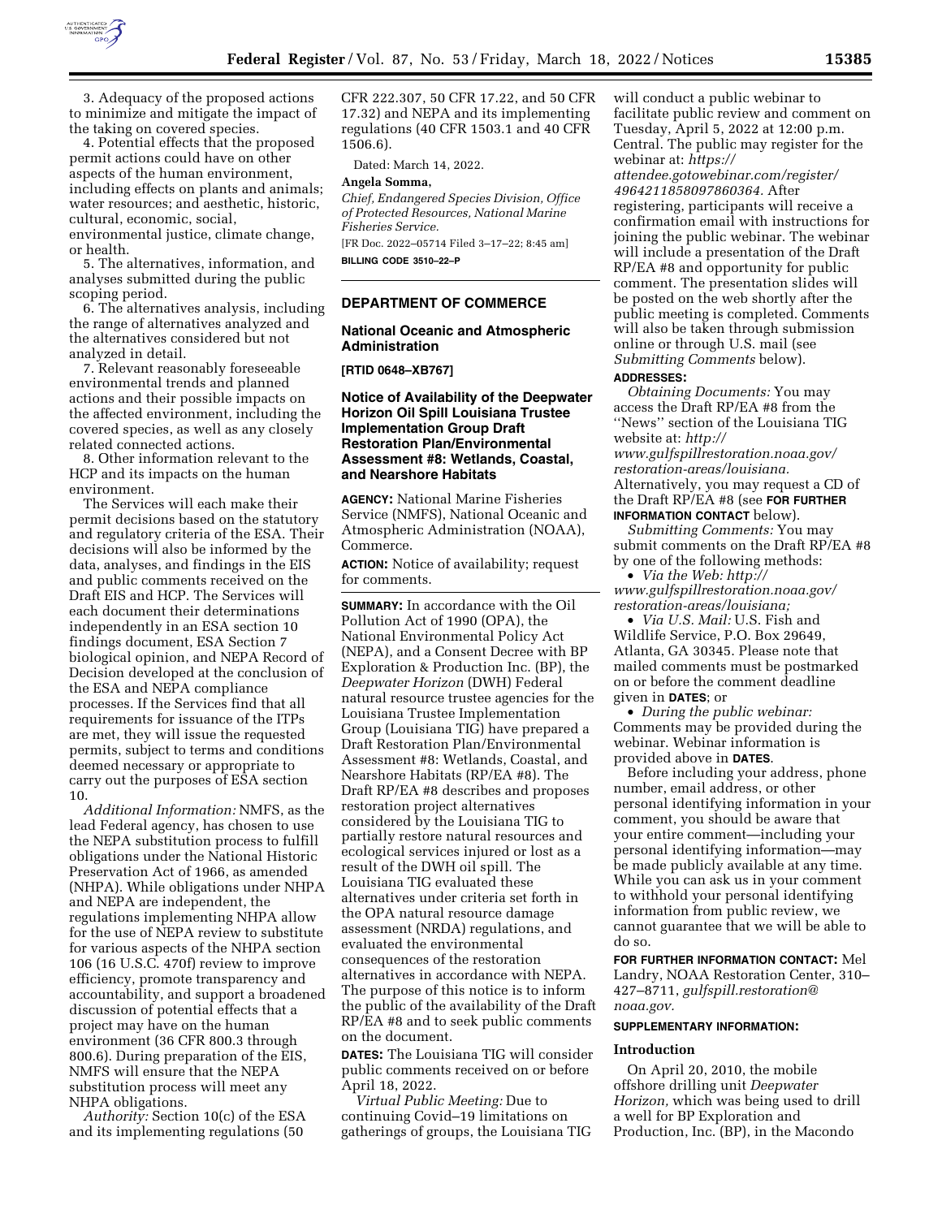3. Adequacy of the proposed actions to minimize and mitigate the impact of the taking on covered species.

4. Potential effects that the proposed permit actions could have on other aspects of the human environment, including effects on plants and animals; water resources; and aesthetic, historic, cultural, economic, social, environmental justice, climate change, or health.

5. The alternatives, information, and analyses submitted during the public scoping period.

6. The alternatives analysis, including the range of alternatives analyzed and the alternatives considered but not analyzed in detail.

7. Relevant reasonably foreseeable environmental trends and planned actions and their possible impacts on the affected environment, including the covered species, as well as any closely related connected actions.

8. Other information relevant to the HCP and its impacts on the human environment.

The Services will each make their permit decisions based on the statutory and regulatory criteria of the ESA. Their decisions will also be informed by the data, analyses, and findings in the EIS and public comments received on the Draft EIS and HCP. The Services will each document their determinations independently in an ESA section 10 findings document, ESA Section 7 biological opinion, and NEPA Record of Decision developed at the conclusion of the ESA and NEPA compliance processes. If the Services find that all requirements for issuance of the ITPs are met, they will issue the requested permits, subject to terms and conditions deemed necessary or appropriate to carry out the purposes of ESA section 10.

*Additional Information:* NMFS, as the lead Federal agency, has chosen to use the NEPA substitution process to fulfill obligations under the National Historic Preservation Act of 1966, as amended (NHPA). While obligations under NHPA and NEPA are independent, the regulations implementing NHPA allow for the use of NEPA review to substitute for various aspects of the NHPA section 106 (16 U.S.C. 470f) review to improve efficiency, promote transparency and accountability, and support a broadened discussion of potential effects that a project may have on the human environment (36 CFR 800.3 through 800.6). During preparation of the EIS, NMFS will ensure that the NEPA substitution process will meet any NHPA obligations.

*Authority:* Section 10(c) of the ESA and its implementing regulations (50 CFR 222.307, 50 CFR 17.22, and 50 CFR 17.32) and NEPA and its implementing regulations (40 CFR 1503.1 and 40 CFR 1506.6).

Dated: March 14, 2022.

**Angela Somma,**

*Chief, Endangered Species Division, Office of Protected Resources, National Marine Fisheries Service.*

[FR Doc. 2022–05714 Filed 3–17–22; 8:45 am]

**BILLING CODE 3510–22–P**

---

## DEPARTMENT OF COMMERCE

### National Oceanic and Atmospheric Administration

**[RTID 0648–XB767]**

### Notice of Availability of the Deepwater Horizon Oil Spill Louisiana Trustee Implementation Group Draft Restoration Plan/Environmental Assessment #8: Wetlands, Coastal, and Nearshore Habitats

**AGENCY:** National Marine Fisheries Service (NMFS), National Oceanic and Atmospheric Administration (NOAA), Commerce.

**ACTION:** Notice of availability; request for comments.

**SUMMARY:** In accordance with the Oil Pollution Act of 1990 (OPA), the National Environmental Policy Act (NEPA), and a Consent Decree with BP Exploration & Production Inc. (BP), the *Deepwater Horizon* (DWH) Federal natural resource trustee agencies for the Louisiana Trustee Implementation Group (Louisiana TIG) have prepared a Draft Restoration Plan/Environmental Assessment #8: Wetlands, Coastal, and Nearshore Habitats (RP/EA #8). The Draft RP/EA #8 describes and proposes restoration project alternatives considered by the Louisiana TIG to partially restore natural resources and ecological services injured or lost as a result of the DWH oil spill. The Louisiana TIG evaluated these alternatives under criteria set forth in the OPA natural resource damage assessment (NRDA) regulations, and evaluated the environmental consequences of the restoration alternatives in accordance with NEPA. The purpose of this notice is to inform the public of the availability of the Draft RP/EA #8 and to seek public comments on the document.

**DATES:** The Louisiana TIG will consider public comments received on or before April 18, 2022.

*Virtual Public Meeting:* Due to continuing Covid–19 limitations on gatherings of groups, the Louisiana TIG will conduct a public webinar to facilitate public review and comment on Tuesday, April 5, 2022 at 12:00 p.m. Central. The public may register for the webinar at: *https://attendee.gotowebinar.com/register/4964211858097860364.* After registering, participants will receive a confirmation email with instructions for joining the public webinar. The webinar will include a presentation of the Draft RP/EA #8 and opportunity for public comment. The presentation slides will be posted on the web shortly after the public meeting is completed. Comments will also be taken through submission online or through U.S. mail (see *Submitting Comments* below).

**ADDRESSES:**

*Obtaining Documents:* You may access the Draft RP/EA #8 from the ''News'' section of the Louisiana TIG website at: *http://www.gulfspillrestoration.noaa.gov/restoration-areas/louisiana.* Alternatively, you may request a CD of the Draft RP/EA #8 (see **FOR FURTHER INFORMATION CONTACT** below).

*Submitting Comments:* You may submit comments on the Draft RP/EA #8 by one of the following methods:

- *Via the Web: http://www.gulfspillrestoration.noaa.gov/restoration-areas/louisiana;*
- *Via U.S. Mail:* U.S. Fish and Wildlife Service, P.O. Box 29649, Atlanta, GA 30345. Please note that mailed comments must be postmarked on or before the comment deadline given in **DATES**; or
- *During the public webinar:* Comments may be provided during the webinar. Webinar information is provided above in **DATES**.

Before including your address, phone number, email address, or other personal identifying information in your comment, you should be aware that your entire comment—including your personal identifying information—may be made publicly available at any time. While you can ask us in your comment to withhold your personal identifying information from public review, we cannot guarantee that we will be able to do so.

**FOR FURTHER INFORMATION CONTACT:** Mel Landry, NOAA Restoration Center, 310–427–8711, *gulfspill.restoration@noaa.gov.*

**SUPPLEMENTARY INFORMATION:**

#### Introduction

On April 20, 2010, the mobile offshore drilling unit *Deepwater Horizon,* which was being used to drill a well for BP Exploration and Production, Inc. (BP), in the Macondo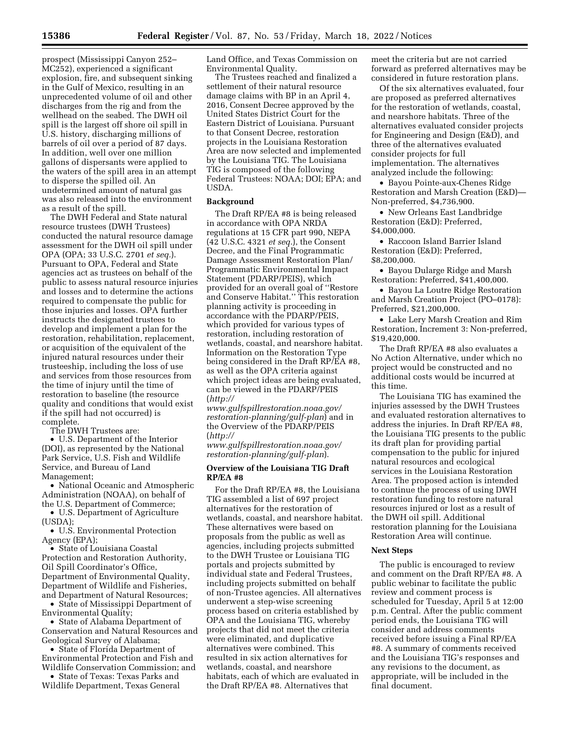prospect (Mississippi Canyon 252–MC252), experienced a significant explosion, fire, and subsequent sinking in the Gulf of Mexico, resulting in an unprecedented volume of oil and other discharges from the rig and from the wellhead on the seabed. The DWH oil spill is the largest off shore oil spill in U.S. history, discharging millions of barrels of oil over a period of 87 days. In addition, well over one million gallons of dispersants were applied to the waters of the spill area in an attempt to disperse the spilled oil. An undetermined amount of natural gas was also released into the environment as a result of the spill.

The DWH Federal and State natural resource trustees (DWH Trustees) conducted the natural resource damage assessment for the DWH oil spill under OPA (OPA; 33 U.S.C. 2701 *et seq.*). Pursuant to OPA, Federal and State agencies act as trustees on behalf of the public to assess natural resource injuries and losses and to determine the actions required to compensate the public for those injuries and losses. OPA further instructs the designated trustees to develop and implement a plan for the restoration, rehabilitation, replacement, or acquisition of the equivalent of the injured natural resources under their trusteeship, including the loss of use and services from those resources from the time of injury until the time of restoration to baseline (the resource quality and conditions that would exist if the spill had not occurred) is complete.

The DWH Trustees are:

- U.S. Department of the Interior (DOI), as represented by the National Park Service, U.S. Fish and Wildlife Service, and Bureau of Land Management;
- National Oceanic and Atmospheric Administration (NOAA), on behalf of the U.S. Department of Commerce;
- U.S. Department of Agriculture (USDA);
- U.S. Environmental Protection Agency (EPA);
- State of Louisiana Coastal Protection and Restoration Authority, Oil Spill Coordinator's Office, Department of Environmental Quality, Department of Wildlife and Fisheries, and Department of Natural Resources;
- State of Mississippi Department of Environmental Quality;
- State of Alabama Department of Conservation and Natural Resources and Geological Survey of Alabama;
- State of Florida Department of Environmental Protection and Fish and Wildlife Conservation Commission; and
- State of Texas: Texas Parks and Wildlife Department, Texas General Land Office, and Texas Commission on Environmental Quality.

The Trustees reached and finalized a settlement of their natural resource damage claims with BP in an April 4, 2016, Consent Decree approved by the United States District Court for the Eastern District of Louisiana. Pursuant to that Consent Decree, restoration projects in the Louisiana Restoration Area are now selected and implemented by the Louisiana TIG. The Louisiana TIG is composed of the following Federal Trustees: NOAA; DOI; EPA; and USDA.

**Background**

The Draft RP/EA #8 is being released in accordance with OPA NRDA regulations at 15 CFR part 990, NEPA (42 U.S.C. 4321 *et seq.*), the Consent Decree, and the Final Programmatic Damage Assessment Restoration Plan/Programmatic Environmental Impact Statement (PDARP/PEIS), which provided for an overall goal of ''Restore and Conserve Habitat.'' This restoration planning activity is proceeding in accordance with the PDARP/PEIS, which provided for various types of restoration, including restoration of wetlands, coastal, and nearshore habitat. Information on the Restoration Type being considered in the Draft RP/EA #8, as well as the OPA criteria against which project ideas are being evaluated, can be viewed in the PDARP/PEIS (*http://www.gulfspillrestoration.noaa.gov/restoration-planning/gulf-plan*) and in the Overview of the PDARP/PEIS (*http://www.gulfspillrestoration.noaa.gov/restoration-planning/gulf-plan*).

**Overview of the Louisiana TIG Draft RP/EA #8**

For the Draft RP/EA #8, the Louisiana TIG assembled a list of 697 project alternatives for the restoration of wetlands, coastal, and nearshore habitat. These alternatives were based on proposals from the public as well as agencies, including projects submitted to the DWH Trustee or Louisiana TIG portals and projects submitted by individual state and Federal Trustees, including projects submitted on behalf of non-Trustee agencies. All alternatives underwent a step-wise screening process based on criteria established by OPA and the Louisiana TIG, whereby projects that did not meet the criteria were eliminated, and duplicative alternatives were combined. This resulted in six action alternatives for wetlands, coastal, and nearshore habitats, each of which are evaluated in the Draft RP/EA #8. Alternatives that meet the criteria but are not carried forward as preferred alternatives may be considered in future restoration plans.

Of the six alternatives evaluated, four are proposed as preferred alternatives for the restoration of wetlands, coastal, and nearshore habitats. Three of the alternatives evaluated consider projects for Engineering and Design (E&D), and three of the alternatives evaluated consider projects for full implementation. The alternatives analyzed include the following:

- Bayou Pointe-aux-Chenes Ridge Restoration and Marsh Creation (E&D)—Non-preferred, $4,736,900.
- New Orleans East Landbridge Restoration (E&D): Preferred, $4,000,000.
- Raccoon Island Barrier Island Restoration (E&D): Preferred, $8,200,000.
- Bayou Dularge Ridge and Marsh Restoration: Preferred, $41,400,000.
- Bayou La Loutre Ridge Restoration and Marsh Creation Project (PO–0178): Preferred, $21,200,000.
- Lake Lery Marsh Creation and Rim Restoration, Increment 3: Non-preferred, $19,420,000.

The Draft RP/EA #8 also evaluates a No Action Alternative, under which no project would be constructed and no additional costs would be incurred at this time.

The Louisiana TIG has examined the injuries assessed by the DWH Trustees and evaluated restoration alternatives to address the injuries. In Draft RP/EA #8, the Louisiana TIG presents to the public its draft plan for providing partial compensation to the public for injured natural resources and ecological services in the Louisiana Restoration Area. The proposed action is intended to continue the process of using DWH restoration funding to restore natural resources injured or lost as a result of the DWH oil spill. Additional restoration planning for the Louisiana Restoration Area will continue.

**Next Steps**

The public is encouraged to review and comment on the Draft RP/EA #8. A public webinar to facilitate the public review and comment process is scheduled for Tuesday, April 5 at 12:00 p.m. Central. After the public comment period ends, the Louisiana TIG will consider and address comments received before issuing a Final RP/EA #8. A summary of comments received and the Louisiana TIG's responses and any revisions to the document, as appropriate, will be included in the final document.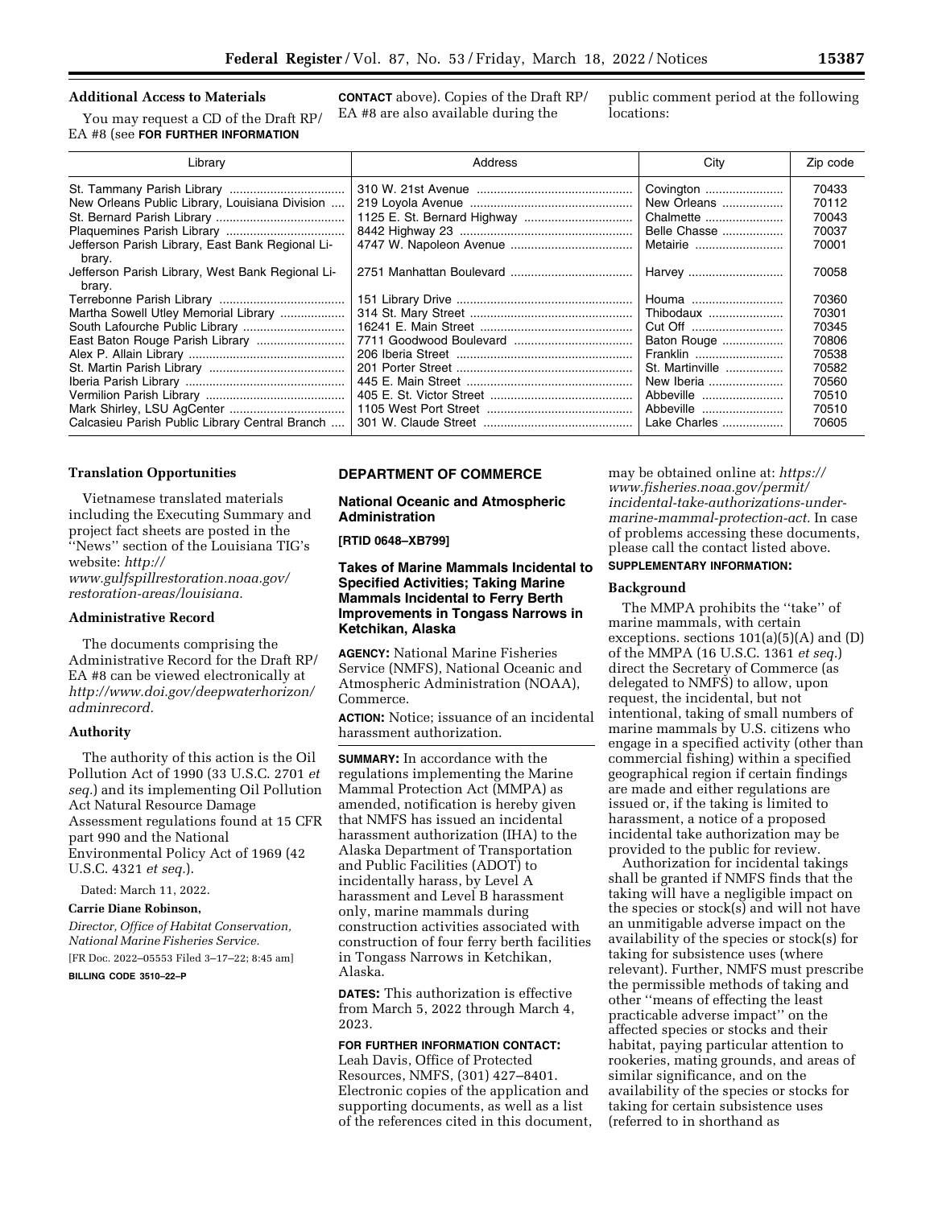## Additional Access to Materials

You may request a CD of the Draft RP/EA #8 (see **FOR FURTHER INFORMATION CONTACT** above). Copies of the Draft RP/EA #8 are also available during the public comment period at the following locations:

| Library | Address | City | Zip code |
|---|---|---|---|
| St. Tammany Parish Library | 310 W. 21st Avenue | Covington | 70433 |
| New Orleans Public Library, Louisiana Division | 219 Loyola Avenue | New Orleans | 70112 |
| St. Bernard Parish Library | 1125 E. St. Bernard Highway | Chalmette | 70043 |
| Plaquemines Parish Library | 8442 Highway 23 | Belle Chasse | 70037 |
| Jefferson Parish Library, East Bank Regional Library. | 4747 W. Napoleon Avenue | Metairie | 70001 |
| Jefferson Parish Library, West Bank Regional Library. | 2751 Manhattan Boulevard | Harvey | 70058 |
| Terrebonne Parish Library | 151 Library Drive | Houma | 70360 |
| Martha Sowell Utley Memorial Library | 314 St. Mary Street | Thibodaux | 70301 |
| South Lafourche Public Library | 16241 E. Main Street | Cut Off | 70345 |
| East Baton Rouge Parish Library | 7711 Goodwood Boulevard | Baton Rouge | 70806 |
| Alex P. Allain Library | 206 Iberia Street | Franklin | 70538 |
| St. Martin Parish Library | 201 Porter Street | St. Martinville | 70582 |
| Iberia Parish Library | 445 E. Main Street | New Iberia | 70560 |
| Vermilion Parish Library | 405 E. St. Victor Street | Abbeville | 70510 |
| Mark Shirley, LSU AgCenter | 1105 West Port Street | Abbeville | 70510 |
| Calcasieu Parish Public Library Central Branch | 301 W. Claude Street | Lake Charles | 70605 |

## Translation Opportunities

Vietnamese translated materials including the Executing Summary and project fact sheets are posted in the ''News'' section of the Louisiana TIG's website: *http://www.gulfspillrestoration.noaa.gov/restoration-areas/louisiana.*

## Administrative Record

The documents comprising the Administrative Record for the Draft RP/EA #8 can be viewed electronically at *http://www.doi.gov/deepwaterhorizon/adminrecord.*

## Authority

The authority of this action is the Oil Pollution Act of 1990 (33 U.S.C. 2701 *et seq.*) and its implementing Oil Pollution Act Natural Resource Damage Assessment regulations found at 15 CFR part 990 and the National Environmental Policy Act of 1969 (42 U.S.C. 4321 *et seq.*).

Dated: March 11, 2022.

**Carrie Diane Robinson,**

*Director, Office of Habitat Conservation, National Marine Fisheries Service.*

[FR Doc. 2022–05553 Filed 3–17–22; 8:45 am]

**BILLING CODE 3510–22–P**

# DEPARTMENT OF COMMERCE

## National Oceanic and Atmospheric Administration

**[RTID 0648–XB799]**

## Takes of Marine Mammals Incidental to Specified Activities; Taking Marine Mammals Incidental to Ferry Berth Improvements in Tongass Narrows in Ketchikan, Alaska

**AGENCY:** National Marine Fisheries Service (NMFS), National Oceanic and Atmospheric Administration (NOAA), Commerce.

**ACTION:** Notice; issuance of an incidental harassment authorization.

**SUMMARY:** In accordance with the regulations implementing the Marine Mammal Protection Act (MMPA) as amended, notification is hereby given that NMFS has issued an incidental harassment authorization (IHA) to the Alaska Department of Transportation and Public Facilities (ADOT) to incidentally harass, by Level A harassment and Level B harassment only, marine mammals during construction activities associated with construction of four ferry berth facilities in Tongass Narrows in Ketchikan, Alaska.

**DATES:** This authorization is effective from March 5, 2022 through March 4, 2023.

**FOR FURTHER INFORMATION CONTACT:** Leah Davis, Office of Protected Resources, NMFS, (301) 427–8401. Electronic copies of the application and supporting documents, as well as a list of the references cited in this document, may be obtained online at: *https://www.fisheries.noaa.gov/permit/incidental-take-authorizations-under-marine-mammal-protection-act.* In case of problems accessing these documents, please call the contact listed above.

**SUPPLEMENTARY INFORMATION:**

### Background

The MMPA prohibits the ''take'' of marine mammals, with certain exceptions. sections 101(a)(5)(A) and (D) of the MMPA (16 U.S.C. 1361 *et seq.*) direct the Secretary of Commerce (as delegated to NMFS) to allow, upon request, the incidental, but not intentional, taking of small numbers of marine mammals by U.S. citizens who engage in a specified activity (other than commercial fishing) within a specified geographical region if certain findings are made and either regulations are issued or, if the taking is limited to harassment, a notice of a proposed incidental take authorization may be provided to the public for review.

Authorization for incidental takings shall be granted if NMFS finds that the taking will have a negligible impact on the species or stock(s) and will not have an unmitigable adverse impact on the availability of the species or stock(s) for taking for subsistence uses (where relevant). Further, NMFS must prescribe the permissible methods of taking and other ''means of effecting the least practicable adverse impact'' on the affected species or stocks and their habitat, paying particular attention to rookeries, mating grounds, and areas of similar significance, and on the availability of the species or stocks for taking for certain subsistence uses (referred to in shorthand as